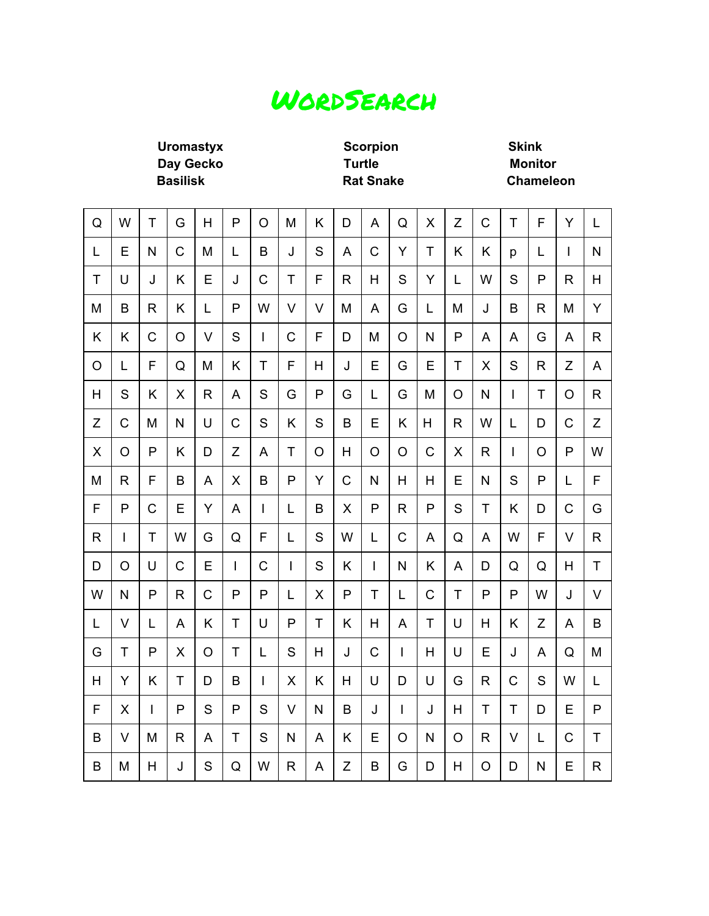# WordSearch

| Uromastyx | Scorpion | Skink |
| --- | --- | --- |
| Day Gecko | Turtle | Monitor |
| Basilisk | Rat Snake | Chameleon |

| | | | | | | | | | | | | | | | | | | |
|---|---|---|---|---|---|---|---|---|---|---|---|---|---|---|---|---|---|---|
| Q | W | T | G | H | P | O | M | K | D | A | Q | X | Z | C | T | F | Y | L |
| L | E | N | C | M | L | B | J | S | A | C | Y | T | K | K | p | L | I | N |
| T | U | J | K | E | J | C | T | F | R | H | S | Y | L | W | S | P | R | H |
| M | B | R | K | L | P | W | V | V | M | A | G | L | M | J | B | R | M | Y |
| K | K | C | O | V | S | I | C | F | D | M | O | N | P | A | A | G | A | R |
| O | L | F | Q | M | K | T | F | H | J | E | G | E | T | X | S | R | Z | A |
| H | S | K | X | R | A | S | G | P | G | L | G | M | O | N | I | T | O | R |
| Z | C | M | N | U | C | S | K | S | B | E | K | H | R | W | L | D | C | Z |
| X | O | P | K | D | Z | A | T | O | H | O | O | C | X | R | I | O | P | W |
| M | R | F | B | A | X | B | P | Y | C | N | H | H | E | N | S | P | L | F |
| F | P | C | E | Y | A | I | L | B | X | P | R | P | S | T | K | D | C | G |
| R | I | T | W | G | Q | F | L | S | W | L | C | A | Q | A | W | F | V | R |
| D | O | U | C | E | I | C | I | S | K | I | N | K | A | D | Q | Q | H | T |
| W | N | P | R | C | P | P | L | X | P | T | L | C | T | P | P | W | J | V |
| L | V | L | A | K | T | U | P | T | K | H | A | T | U | H | K | Z | A | B |
| G | T | P | X | O | T | L | S | H | J | C | I | H | U | E | J | A | Q | M |
| H | Y | K | T | D | B | I | X | K | H | U | D | U | G | R | C | S | W | L |
| F | X | I | P | S | P | S | V | N | B | J | I | J | H | T | T | D | E | P |
| B | V | M | R | A | T | S | N | A | K | E | O | N | O | R | V | L | C | T |
| B | M | H | J | S | Q | W | R | A | Z | B | G | D | H | O | D | N | E | R |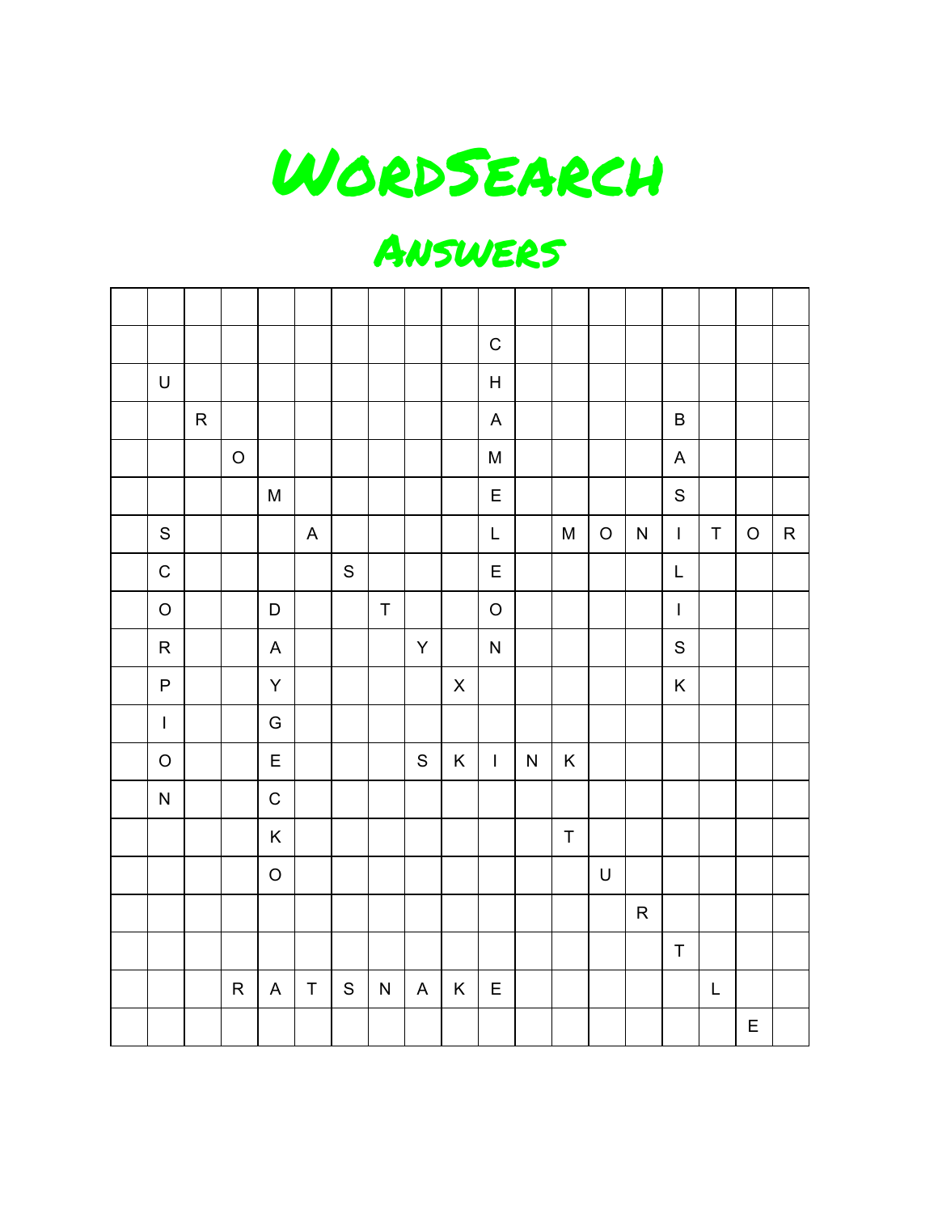# WordSearch

## Answers

| | | | | | | | | | | | | | | | | | | |
|---|---|---|---|---|---|---|---|---|---|---|---|---|---|---|---|---|---|---|
| | | | | | | | | | | C | | | | | | | | |
| | U | | | | | | | | | H | | | | | | | | |
| | | R | | | | | | | | A | | | | | B | | | |
| | | | O | | | | | | | M | | | | | A | | | |
| | | | | M | | | | | | E | | | | | S | | | |
| | S | | | | A | | | | | L | | M | O | N | I | T | O | R |
| | C | | | | | S | | | | E | | | | | L | | | |
| | O | | | D | | | T | | | O | | | | | I | | | |
| | R | | | A | | | | Y | | N | | | | | S | | | |
| | P | | | Y | | | | | X | | | | | | K | | | |
| | I | | | G | | | | | | | | | | | | | | |
| | O | | | E | | | | S | K | I | N | K | | | | | | |
| | N | | | C | | | | | | | | | | | | | | |
| | | | | K | | | | | | | | T | | | | | | |
| | | | | O | | | | | | | | | U | | | | | |
| | | | | | | | | | | | | | | R | | | | |
| | | | | | | | | | | | | | | | T | | | |
| | | | R | A | T | S | N | A | K | E | | | | | | L | | |
| | | | | | | | | | | | | | | | | | E | |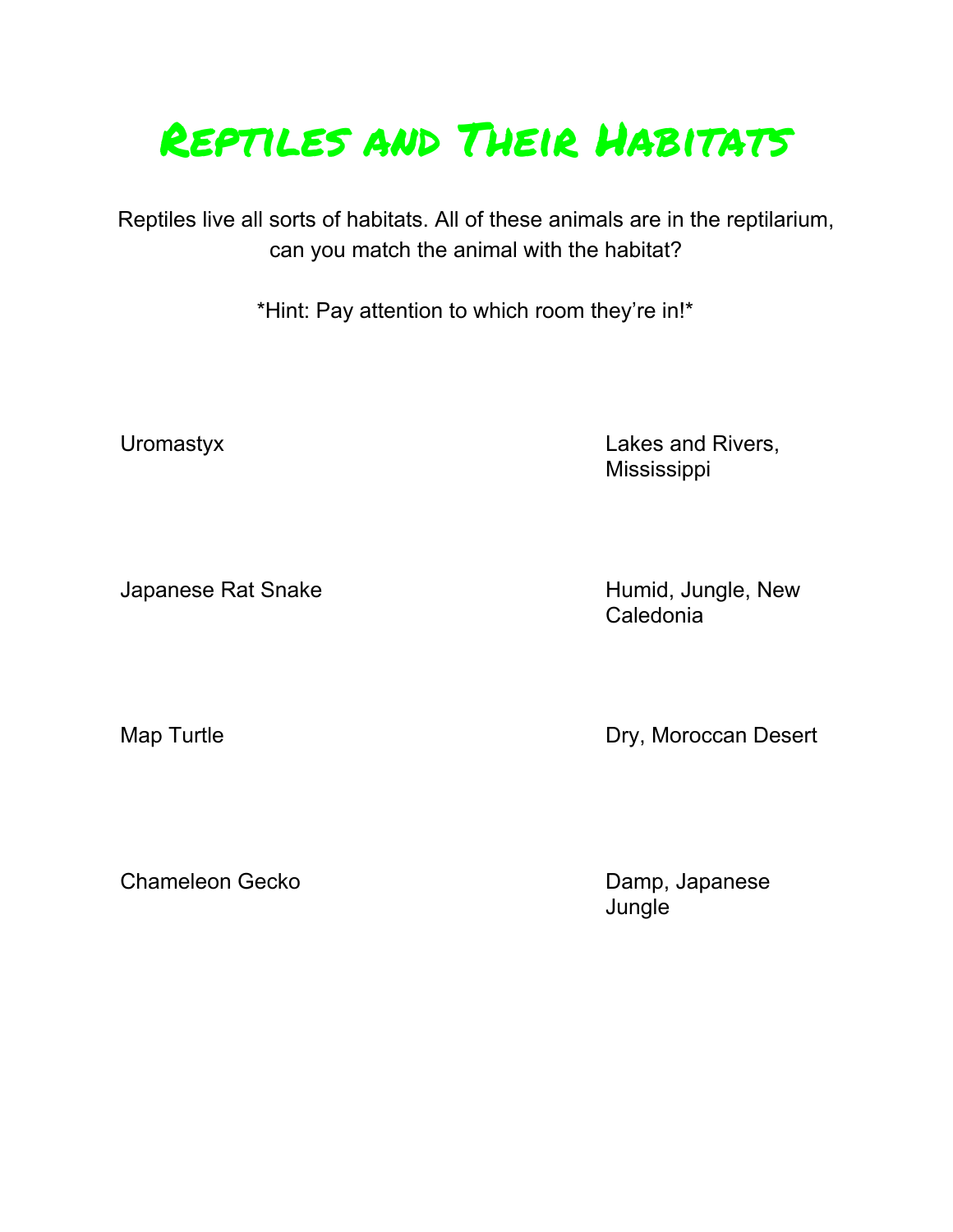# Reptiles and Their Habitats

Reptiles live all sorts of habitats. All of these animals are in the reptilarium, can you match the animal with the habitat?

*Hint: Pay attention to which room they're in!*

| | |
|---|---|
| Uromastyx | Lakes and Rivers, Mississippi |
| Japanese Rat Snake | Humid, Jungle, New Caledonia |
| Map Turtle | Dry, Moroccan Desert |
| Chameleon Gecko | Damp, Japanese Jungle |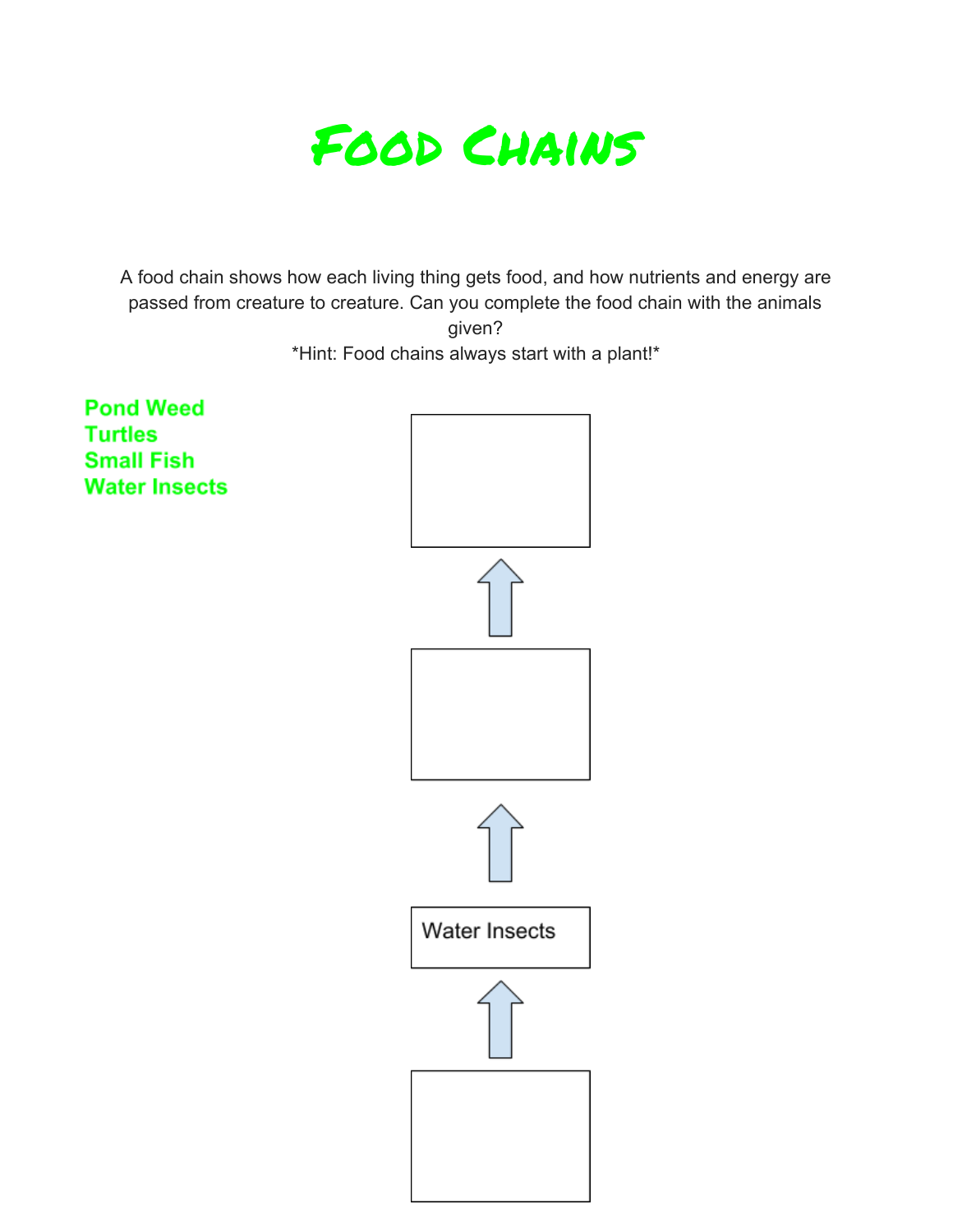# Food Chains

A food chain shows how each living thing gets food, and how nutrients and energy are passed from creature to creature. Can you complete the food chain with the animals given?

*Hint: Food chains always start with a plant!*

**Pond Weed**
**Turtles**
**Small Fish**
**Water Insects**

Water Insects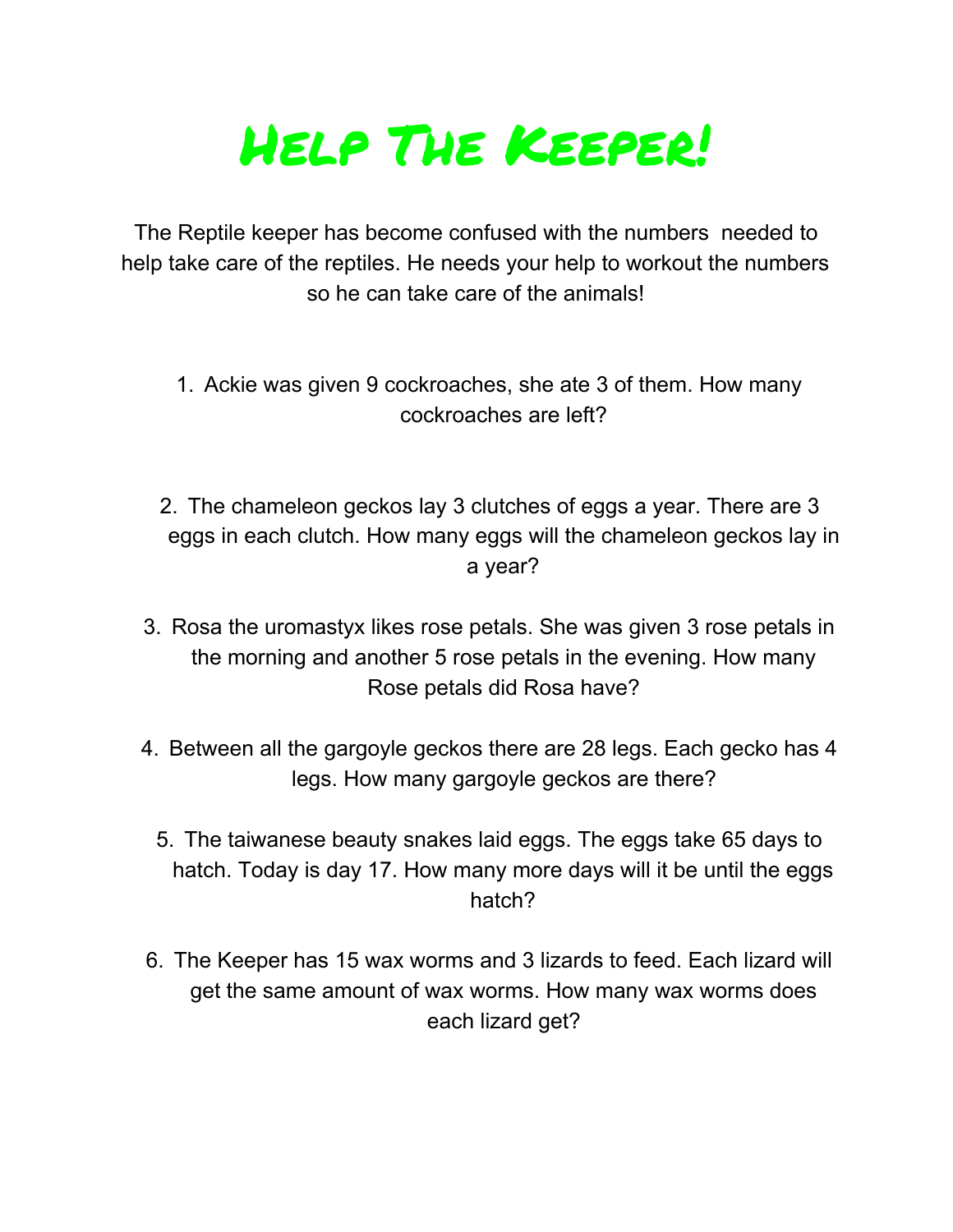# Help The Keeper!

The Reptile keeper has become confused with the numbers needed to help take care of the reptiles. He needs your help to workout the numbers so he can take care of the animals!

1. Ackie was given 9 cockroaches, she ate 3 of them. How many cockroaches are left?

2. The chameleon geckos lay 3 clutches of eggs a year. There are 3 eggs in each clutch. How many eggs will the chameleon geckos lay in a year?

3. Rosa the uromastyx likes rose petals. She was given 3 rose petals in the morning and another 5 rose petals in the evening. How many Rose petals did Rosa have?

4. Between all the gargoyle geckos there are 28 legs. Each gecko has 4 legs. How many gargoyle geckos are there?

5. The taiwanese beauty snakes laid eggs. The eggs take 65 days to hatch. Today is day 17. How many more days will it be until the eggs hatch?

6. The Keeper has 15 wax worms and 3 lizards to feed. Each lizard will get the same amount of wax worms. How many wax worms does each lizard get?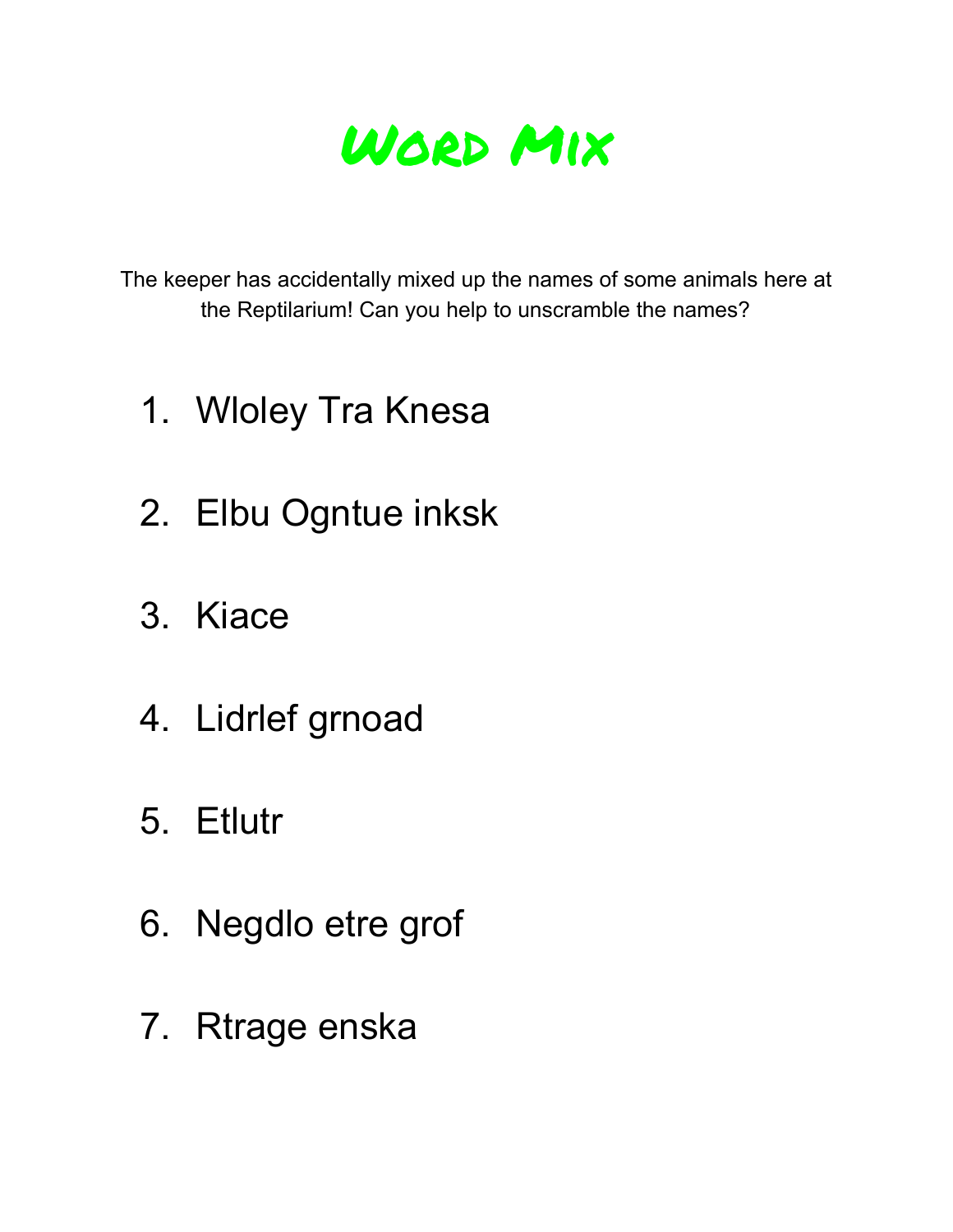# Word Mix

The keeper has accidentally mixed up the names of some animals here at the Reptilarium! Can you help to unscramble the names?

1. Wloley Tra Knesa
2. Elbu Ogntue inksk
3. Kiace
4. Lidrlef grnoad
5. Etlutr
6. Negdlo etre grof
7. Rtrage enska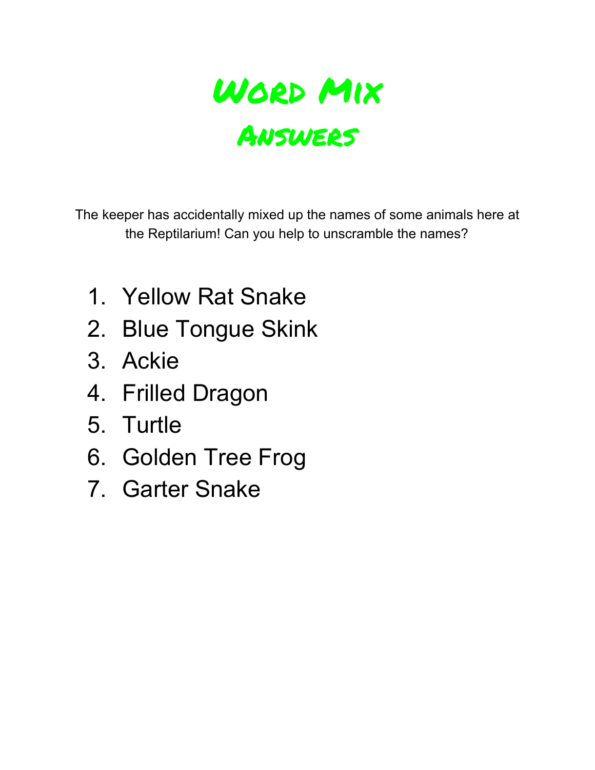# Word Mix

## Answers

The keeper has accidentally mixed up the names of some animals here at the Reptilarium! Can you help to unscramble the names?

1. Yellow Rat Snake
2. Blue Tongue Skink
3. Ackie
4. Frilled Dragon
5. Turtle
6. Golden Tree Frog
7. Garter Snake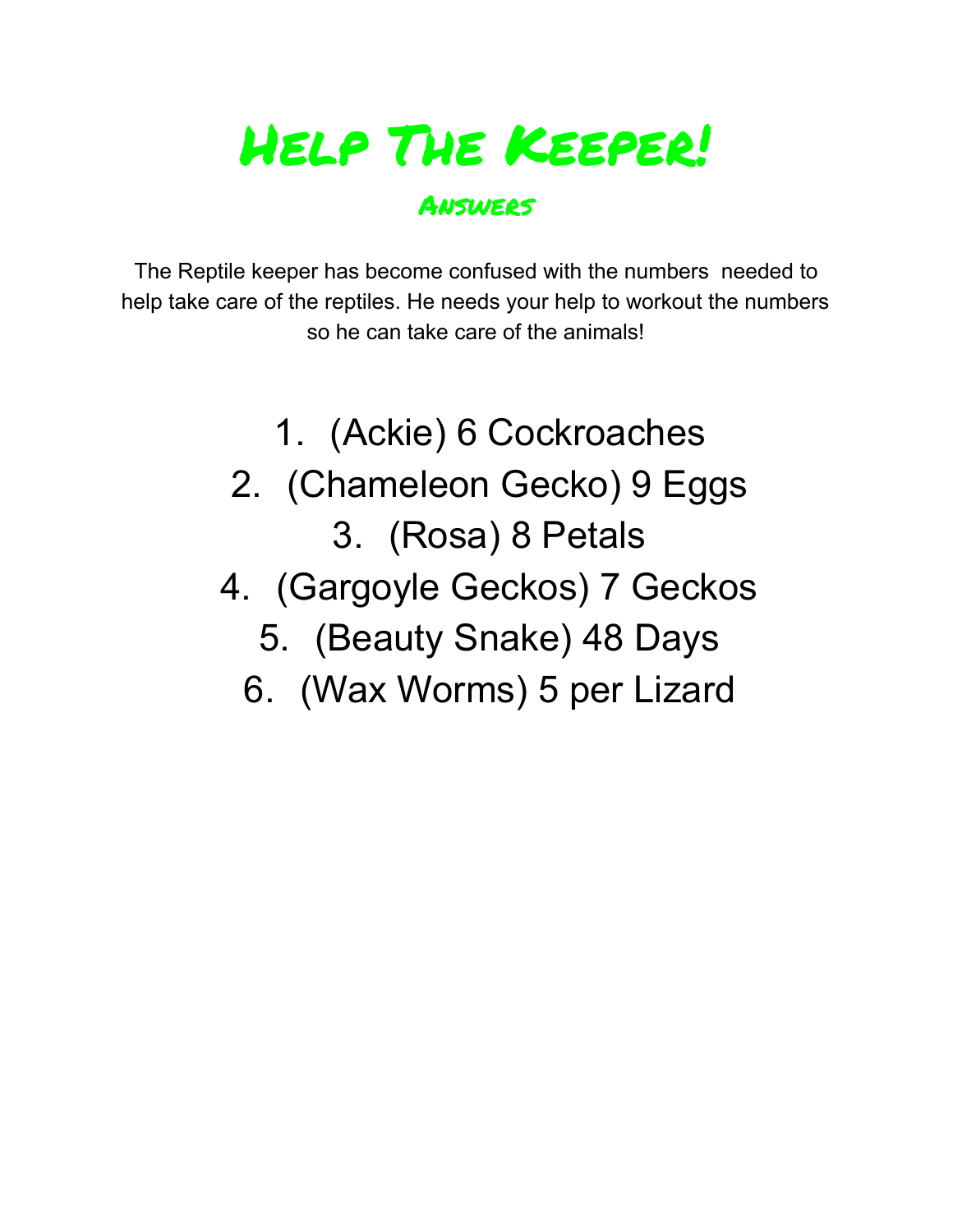# Help The Keeper!

## Answers

The Reptile keeper has become confused with the numbers needed to help take care of the reptiles. He needs your help to workout the numbers so he can take care of the animals!

1. (Ackie) 6 Cockroaches
2. (Chameleon Gecko) 9 Eggs
3. (Rosa) 8 Petals
4. (Gargoyle Geckos) 7 Geckos
5. (Beauty Snake) 48 Days
6. (Wax Worms) 5 per Lizard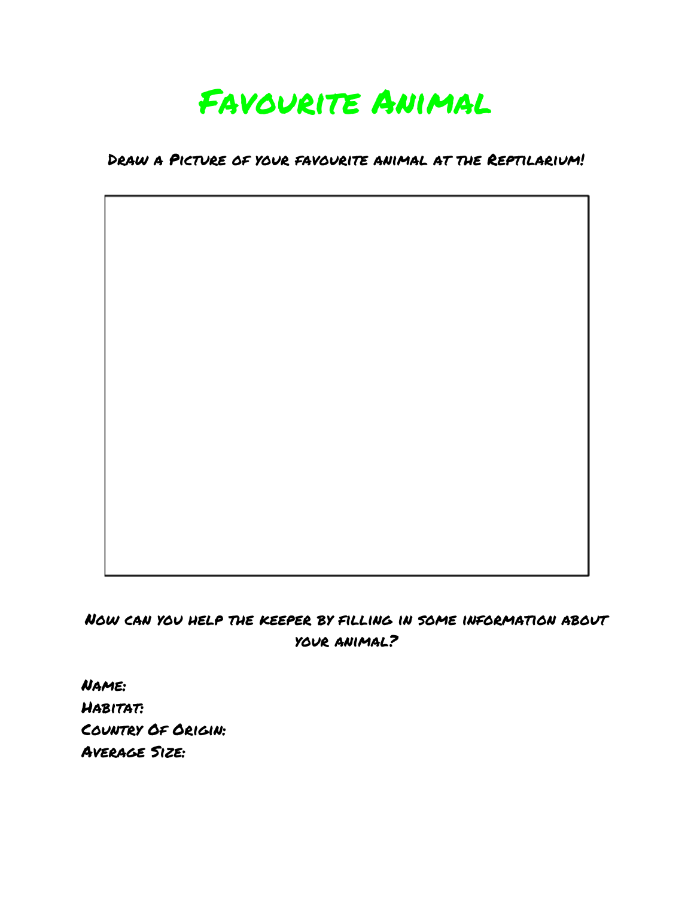# Favourite Animal

Draw a Picture of your favourite animal at the Reptilarium!

Now can you help the keeper by filling in some information about your animal?

Name:
Habitat:
Country Of Origin:
Average Size: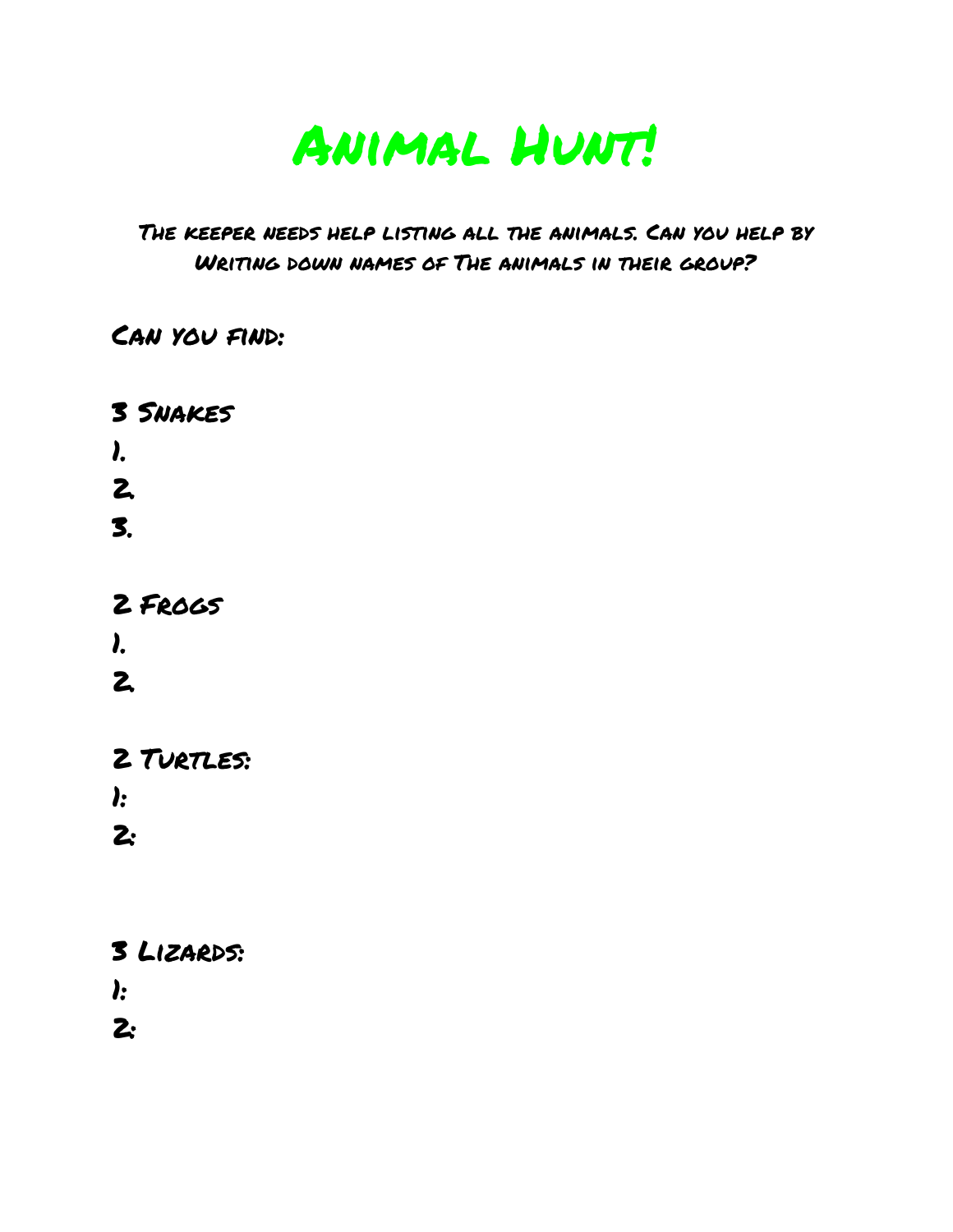# Animal Hunt!

The keeper needs help listing all the animals. Can you help by Writing down names of The animals in their group?

Can you find:

3 Snakes

1.

2.

3.

2 Frogs

1.

2.

2 Turtles:

1:

2:

3 Lizards:

1:

2: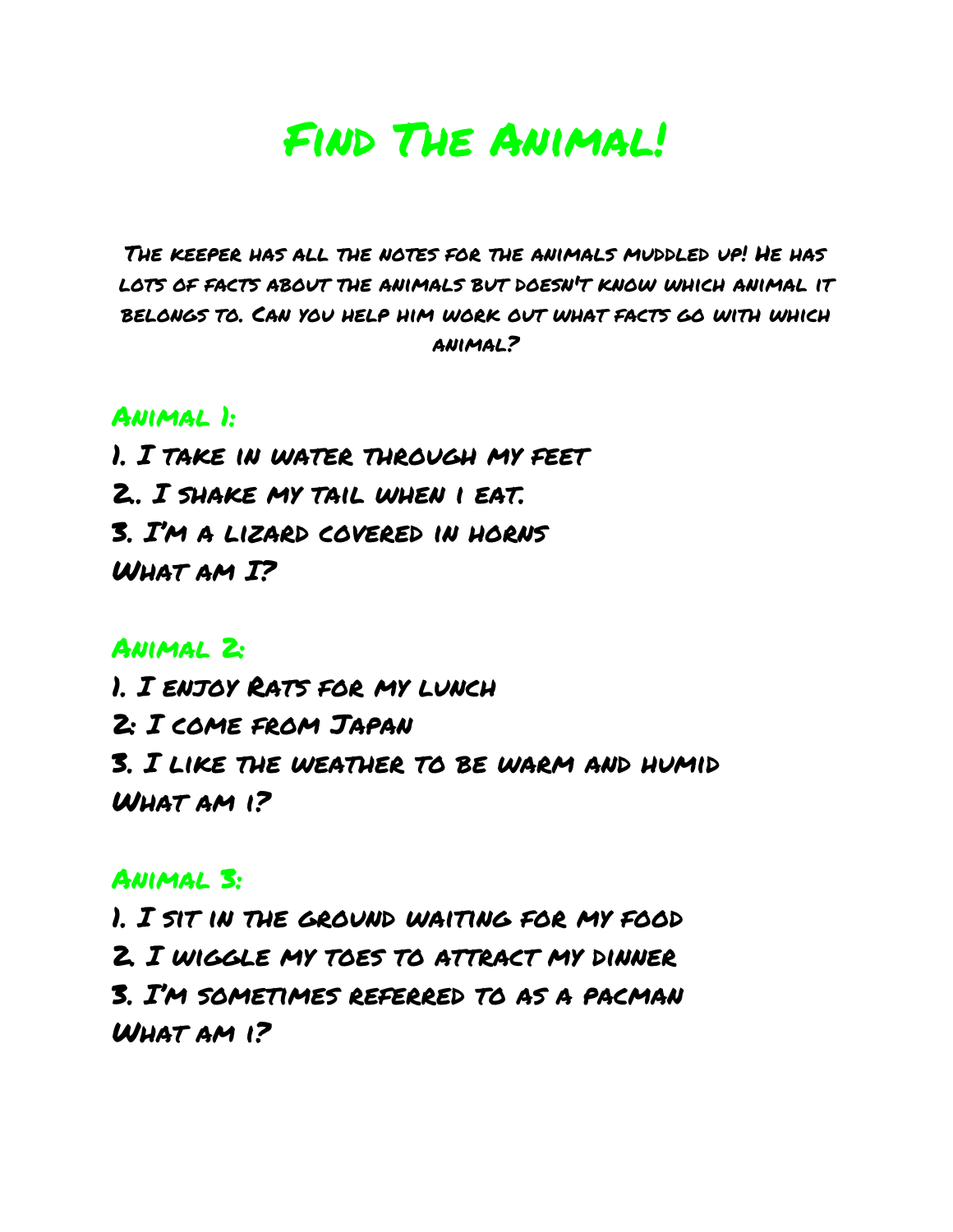# Find The Animal!

The keeper has all the notes for the animals muddled up! He has lots of facts about the animals but doesn't know which animal it belongs to. Can you help him work out what facts go with which animal?

## Animal 1:

1. I take in water through my feet
2.. I shake my tail when i eat.
3. I'm a lizard covered in horns

What am I?

## Animal 2:

1. I enjoy Rats for my lunch
2: I come from Japan
3. I like the weather to be warm and humid

What am i?

## Animal 3:

1. I sit in the ground waiting for my food
2. I wiggle my toes to attract my dinner
3. I'm sometimes referred to as a pacman

What am i?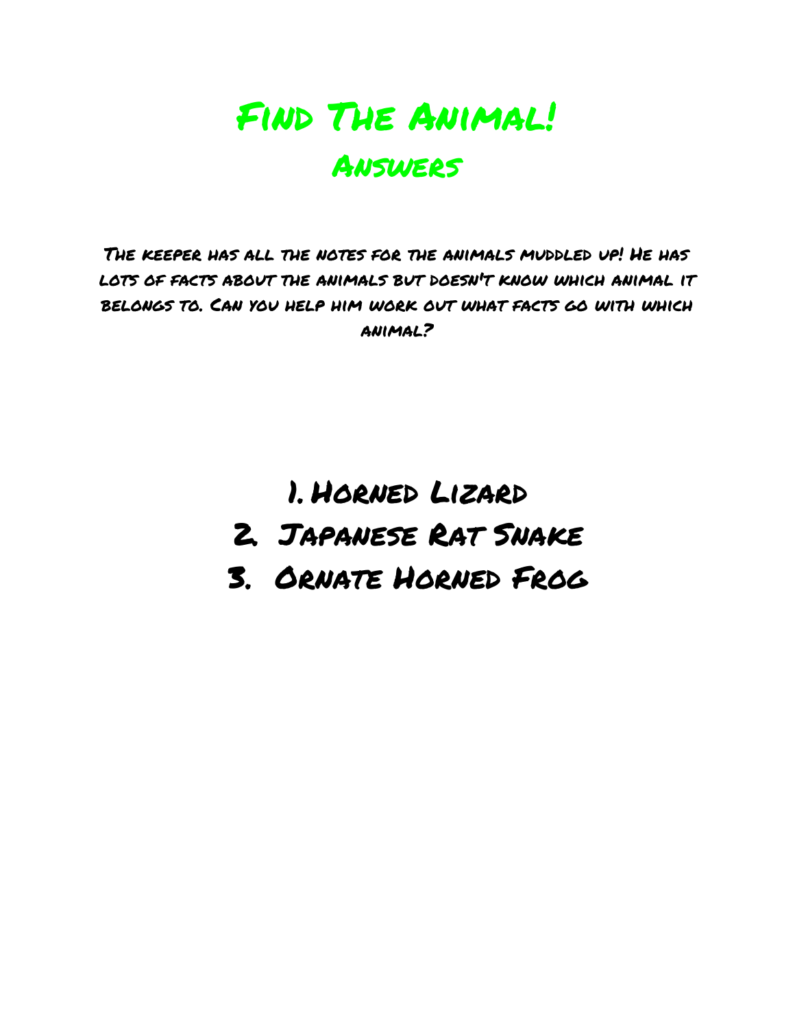# Find The Animal!

## Answers

The keeper has all the notes for the animals muddled up! He has lots of facts about the animals but doesn't know which animal it belongs to. Can you help him work out what facts go with which animal?

1. Horned Lizard
2. Japanese Rat Snake
3. Ornate Horned Frog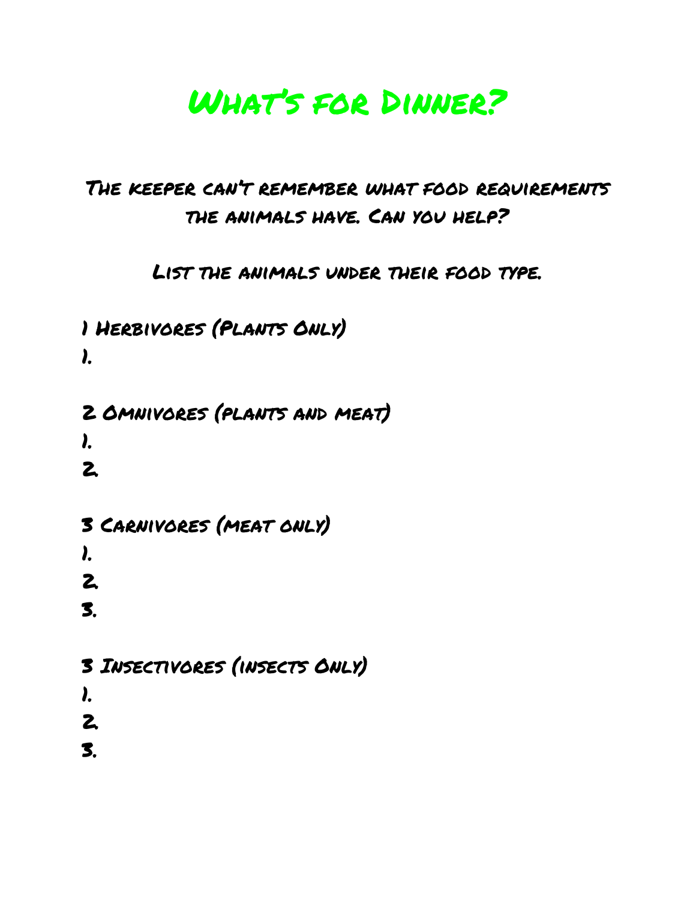# What's for Dinner?

## The keeper can't remember what food requirements the animals have. Can you help?

### List the animals under their food type.

**1 Herbivores (Plants Only)**

1.

**2 Omnivores (plants and meat)**

1.
2.

**3 Carnivores (meat only)**

1.
2.
3.

**3 Insectivores (insects Only)**

1.
2.
3.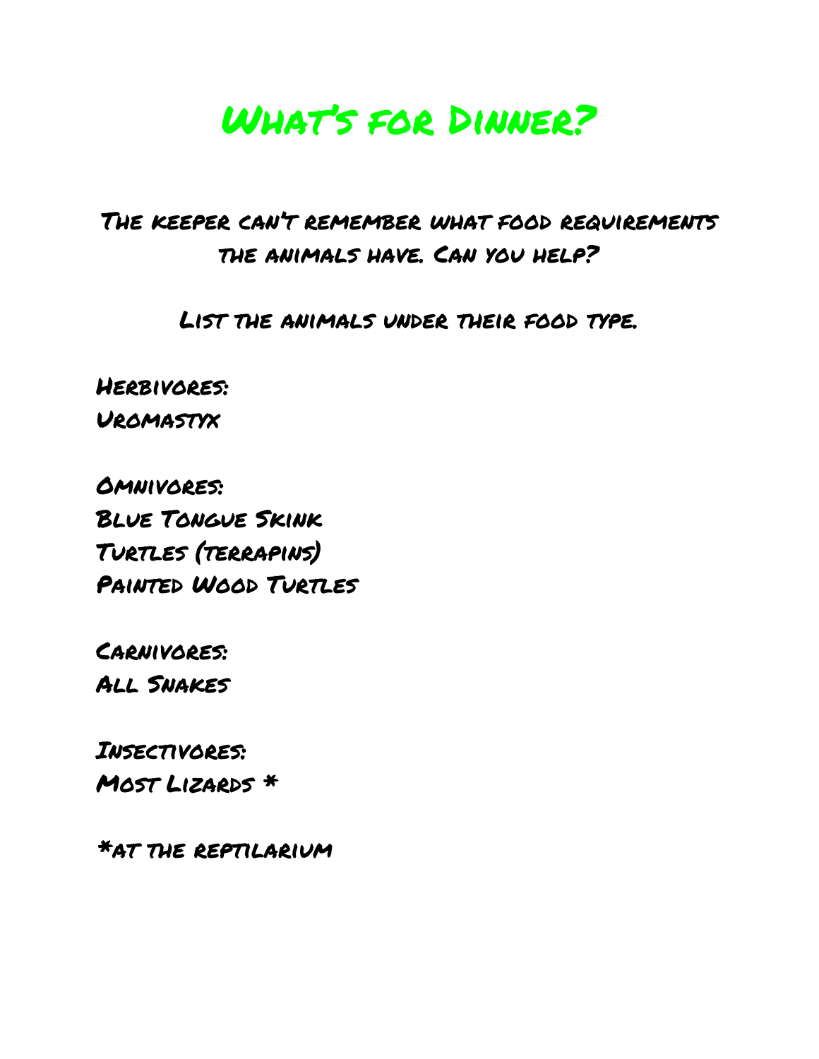# What's for Dinner?

The keeper can't remember what food requirements the animals have. Can you help?

List the animals under their food type.

**Herbivores:**
Uromastyx

**Omnivores:**
Blue Tongue Skink
Turtles (terrapins)
Painted Wood Turtles

**Carnivores:**
All Snakes

**Insectivores:**
Most Lizards *

*at the reptilarium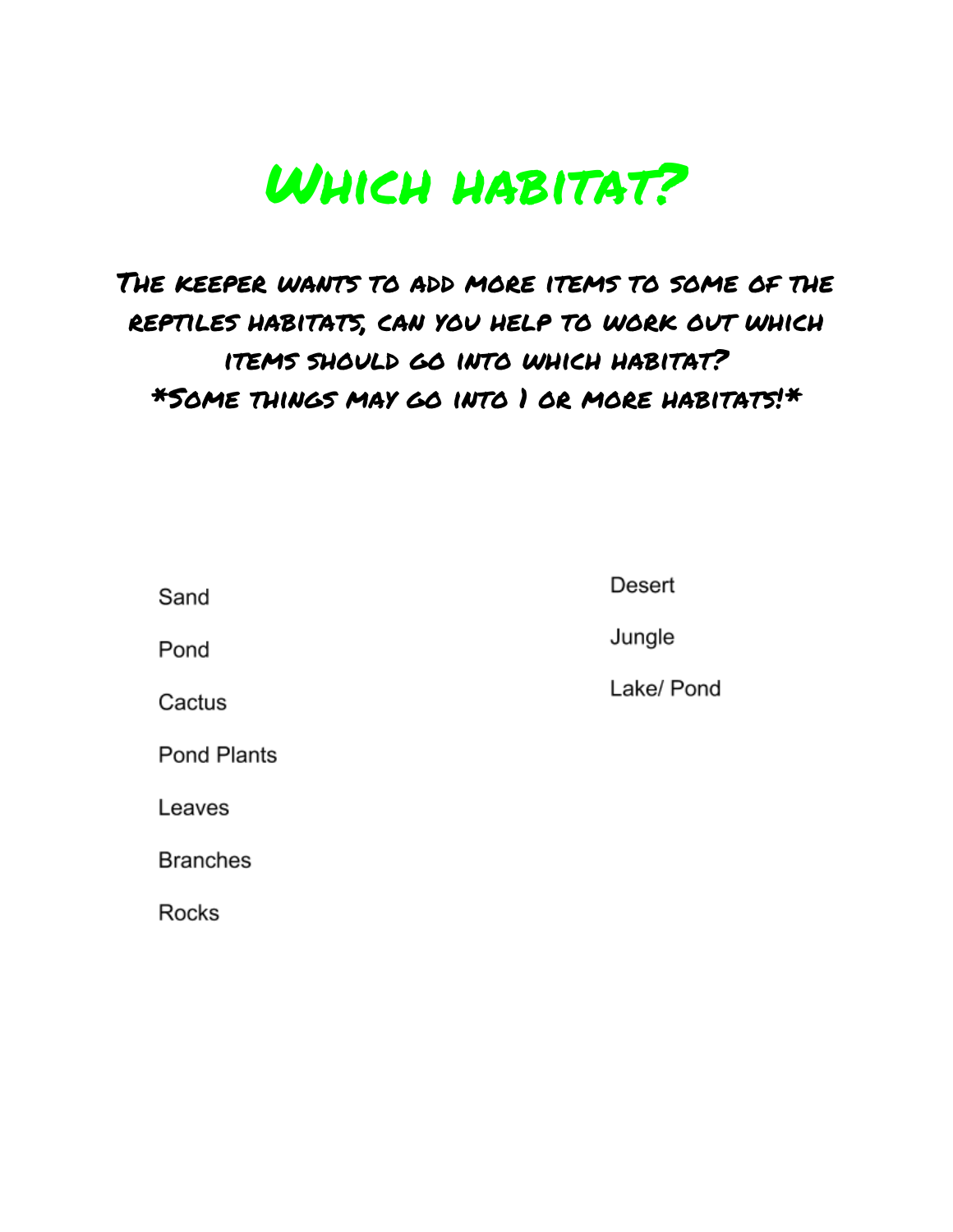# Which habitat?

**The keeper wants to add more items to some of the reptiles habitats, can you help to work out which items should go into which habitat?**
***Some things may go into 1 or more habitats!***

Sand

Pond

Cactus

Pond Plants

Leaves

Branches

Rocks

Desert

Jungle

Lake/ Pond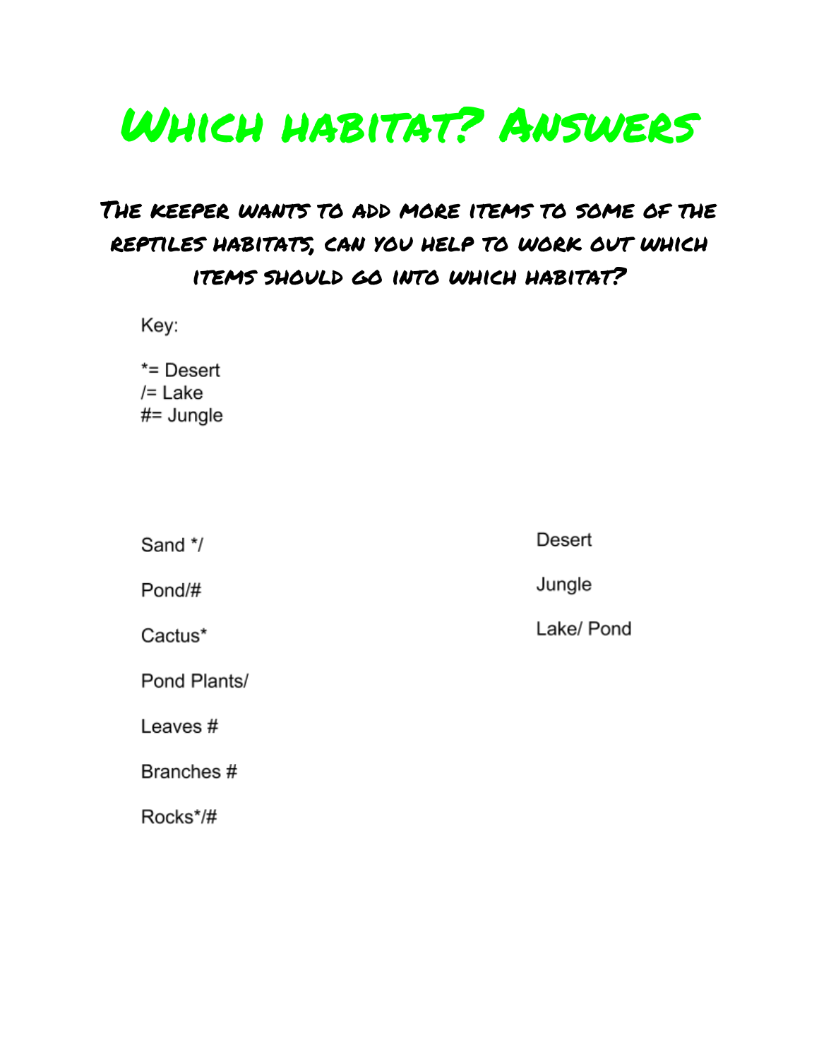# Which habitat? Answers

## The keeper wants to add more items to some of the reptiles habitats, can you help to work out which items should go into which habitat?

Key:

*= Desert
/= Lake
#= Jungle

Sand */

Pond/#

Cactus*

Pond Plants/

Leaves #

Branches #

Rocks*/#

Desert

Jungle

Lake/ Pond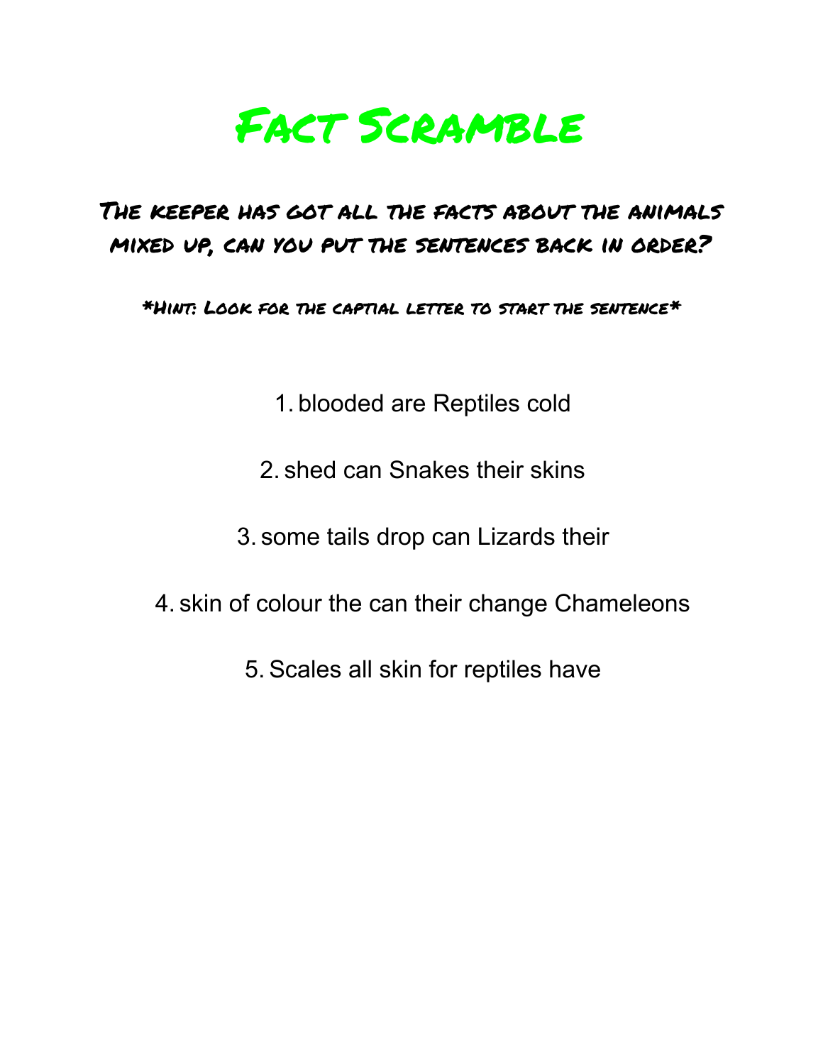# Fact Scramble

## The keeper has got all the facts about the animals mixed up, can you put the sentences back in order?

*Hint: Look for the captial letter to start the sentence*

1. blooded are Reptiles cold
2. shed can Snakes their skins
3. some tails drop can Lizards their
4. skin of colour the can their change Chameleons
5. Scales all skin for reptiles have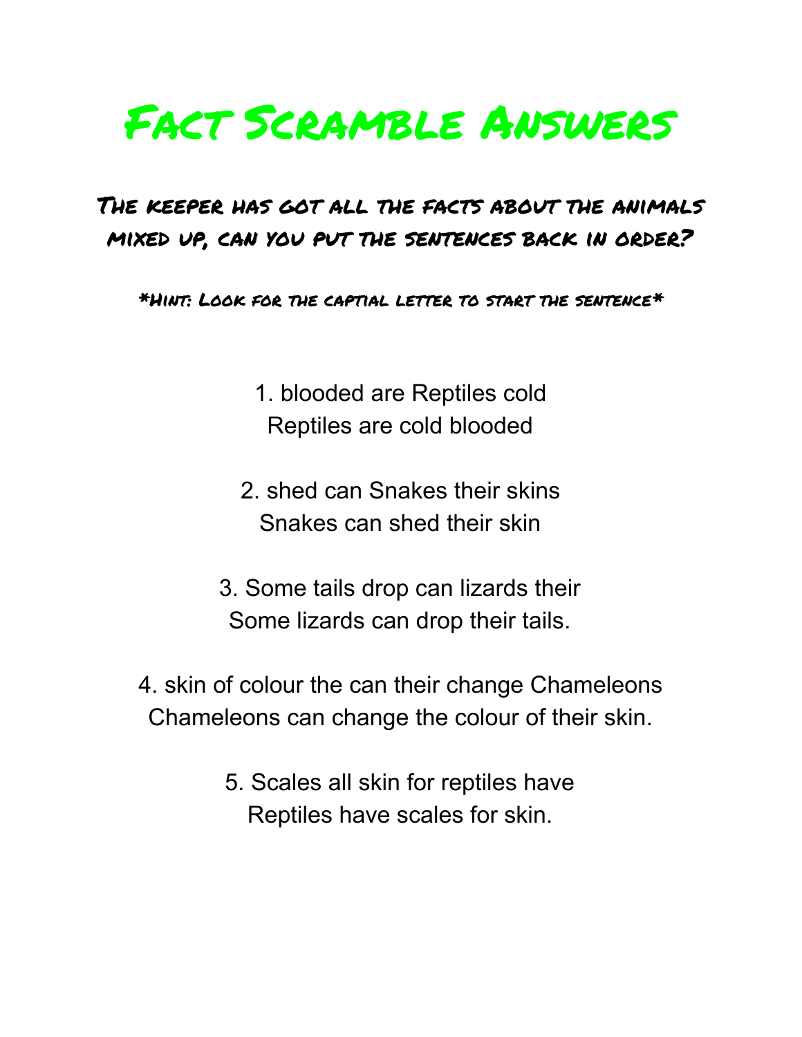# Fact Scramble Answers

## The keeper has got all the facts about the animals mixed up, can you put the sentences back in order?

*Hint: Look for the captial letter to start the sentence*

1. blooded are Reptiles cold
Reptiles are cold blooded

2. shed can Snakes their skins
Snakes can shed their skin

3. Some tails drop can lizards their
Some lizards can drop their tails.

4. skin of colour the can their change Chameleons
Chameleons can change the colour of their skin.

5. Scales all skin for reptiles have
Reptiles have scales for skin.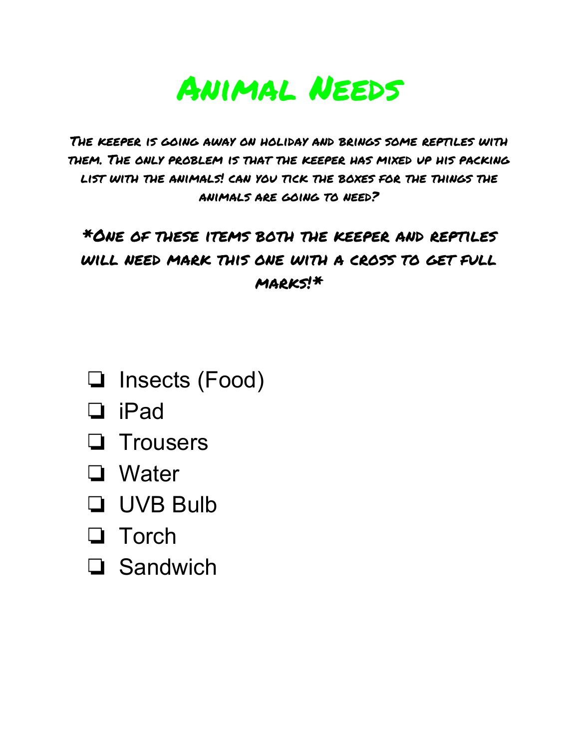# Animal Needs

The keeper is going away on holiday and brings some reptiles with them. The only problem is that the keeper has mixed up his packing list with the animals! can you tick the boxes for the things the animals are going to need?

*One of these items both the keeper and reptiles will need mark this one with a cross to get full marks!*

- [ ] Insects (Food)
- [ ] iPad
- [ ] Trousers
- [ ] Water
- [ ] UVB Bulb
- [ ] Torch
- [ ] Sandwich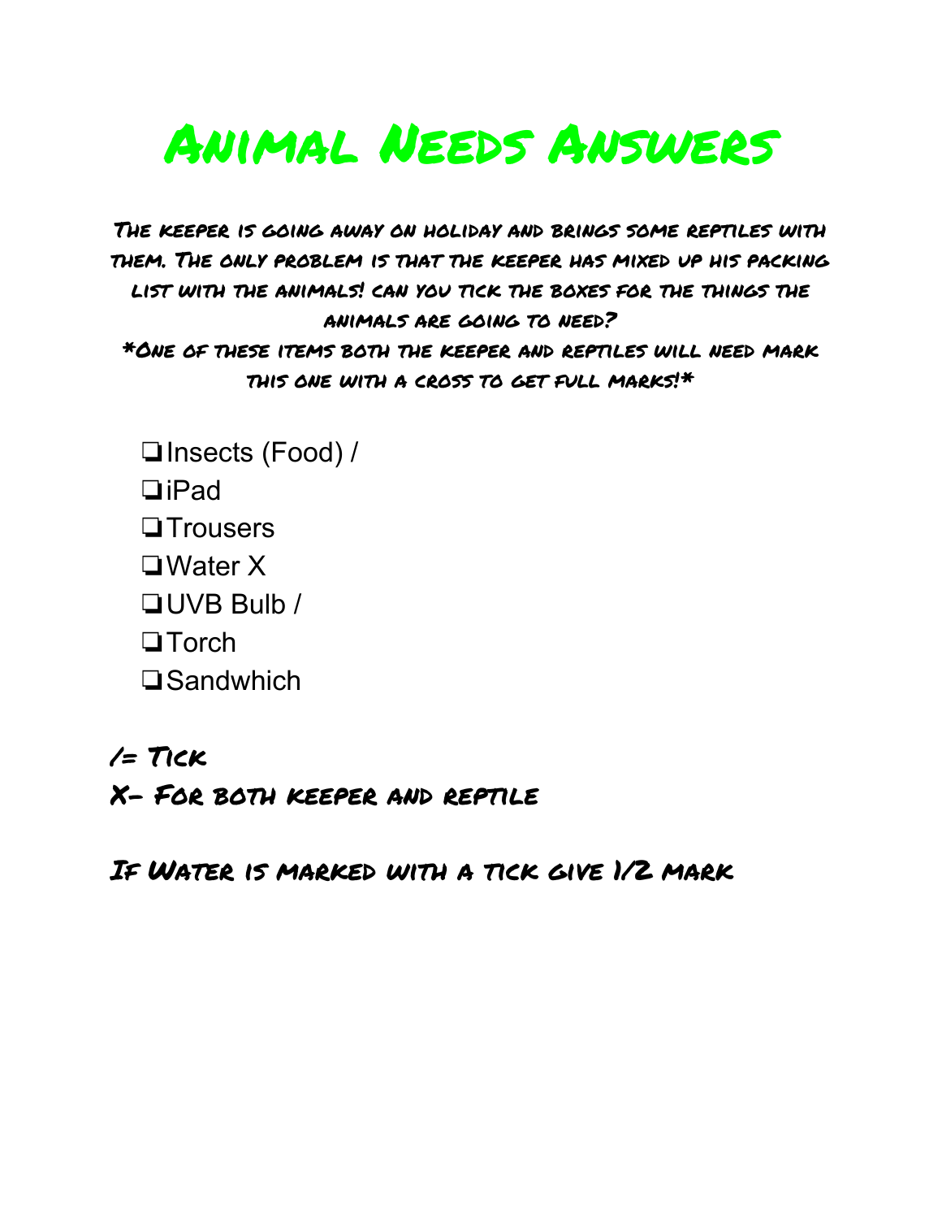# Animal Needs Answers

**The keeper is going away on holiday and brings some reptiles with them. The only problem is that the keeper has mixed up his packing list with the animals! can you tick the boxes for the things the animals are going to need?**

***One of these items both the keeper and reptiles will need mark this one with a cross to get full marks!***

- ❏ Insects (Food) /
- ❏ iPad
- ❏ Trousers
- ❏ Water X
- ❏ UVB Bulb /
- ❏ Torch
- ❏ Sandwhich

/= Tick

X- For both keeper and reptile

If Water is marked with a tick give 1/2 mark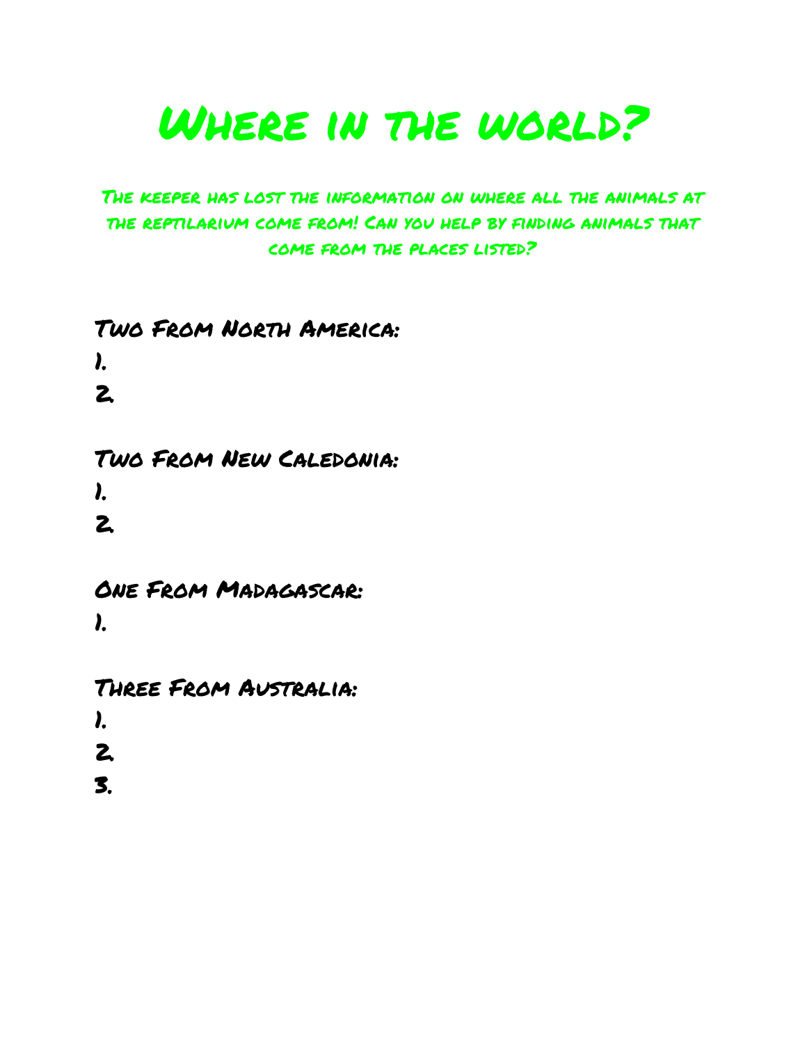# Where in the world?

**The keeper has lost the information on where all the animals at the reptilarium come from! Can you help by finding animals that come from the places listed?**

## Two From North America:

1.
2.

## Two From New Caledonia:

1.
2.

## One From Madagascar:

1.

## Three From Australia:

1.
2.
3.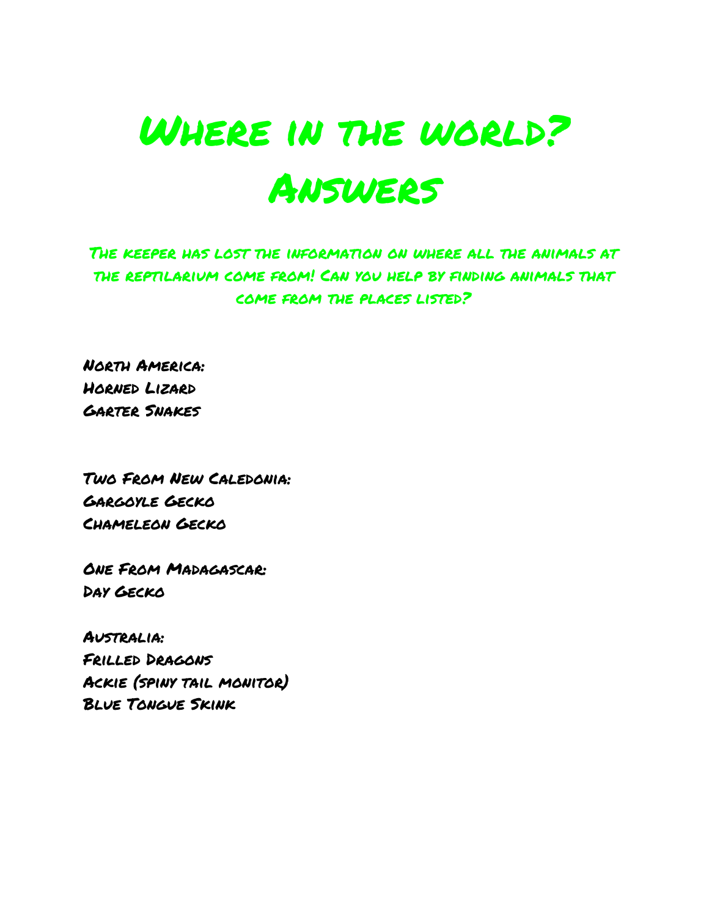# Where in the world? Answers

**The keeper has lost the information on where all the animals at the reptilarium come from! Can you help by finding animals that come from the places listed?**

**North America:**
Horned Lizard
Garter Snakes

**Two From New Caledonia:**
Gargoyle Gecko
Chameleon Gecko

**One From Madagascar:**
Day Gecko

**Australia:**
Frilled Dragons
Ackie (spiny tail monitor)
Blue Tongue Skink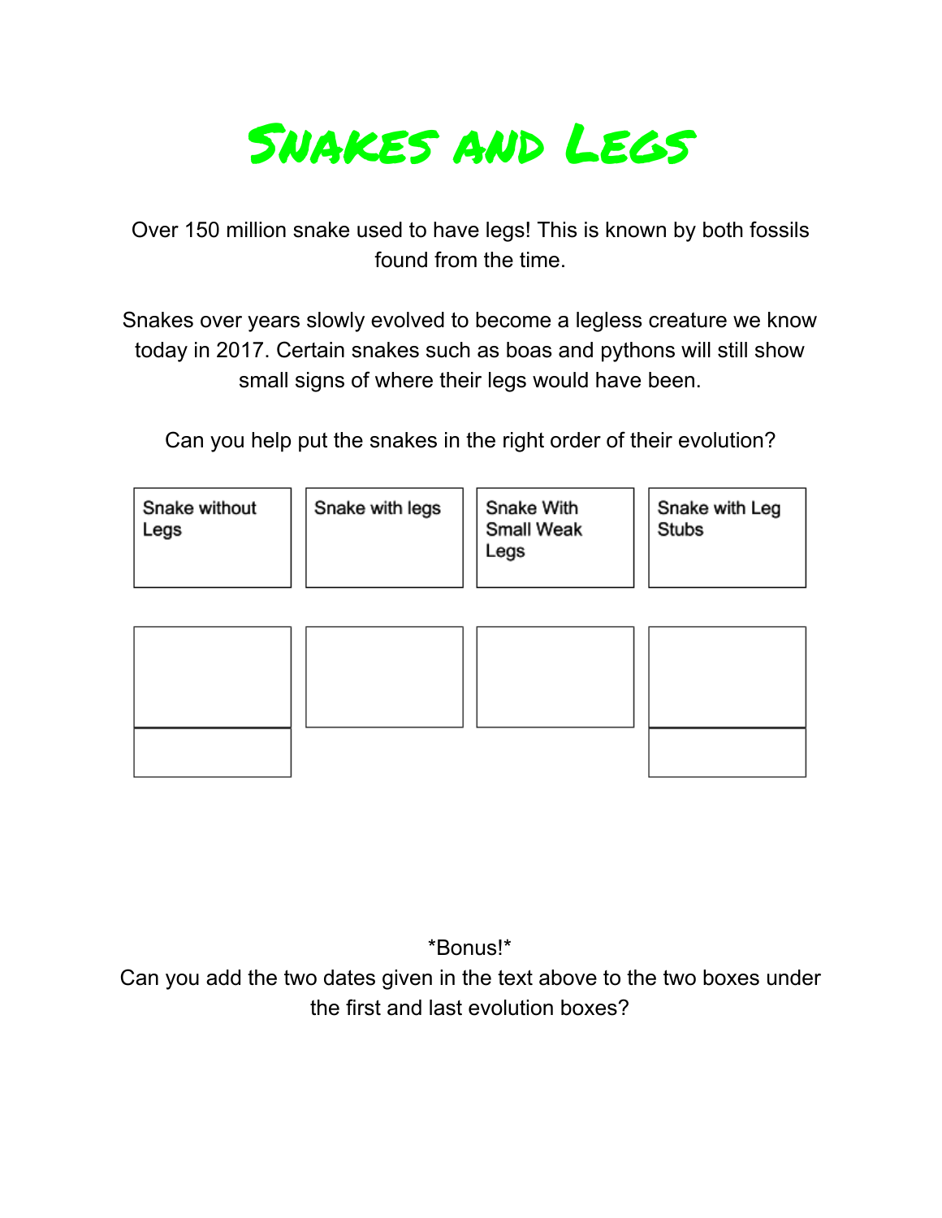# Snakes and Legs

Over 150 million snake used to have legs! This is known by both fossils found from the time.

Snakes over years slowly evolved to become a legless creature we know today in 2017. Certain snakes such as boas and pythons will still show small signs of where their legs would have been.

Can you help put the snakes in the right order of their evolution?

| Snake without Legs | Snake with legs | Snake With Small Weak Legs | Snake with Leg Stubs |
|---|---|---|---|
| | | | |
| | | | |

*Bonus!*
Can you add the two dates given in the text above to the two boxes under the first and last evolution boxes?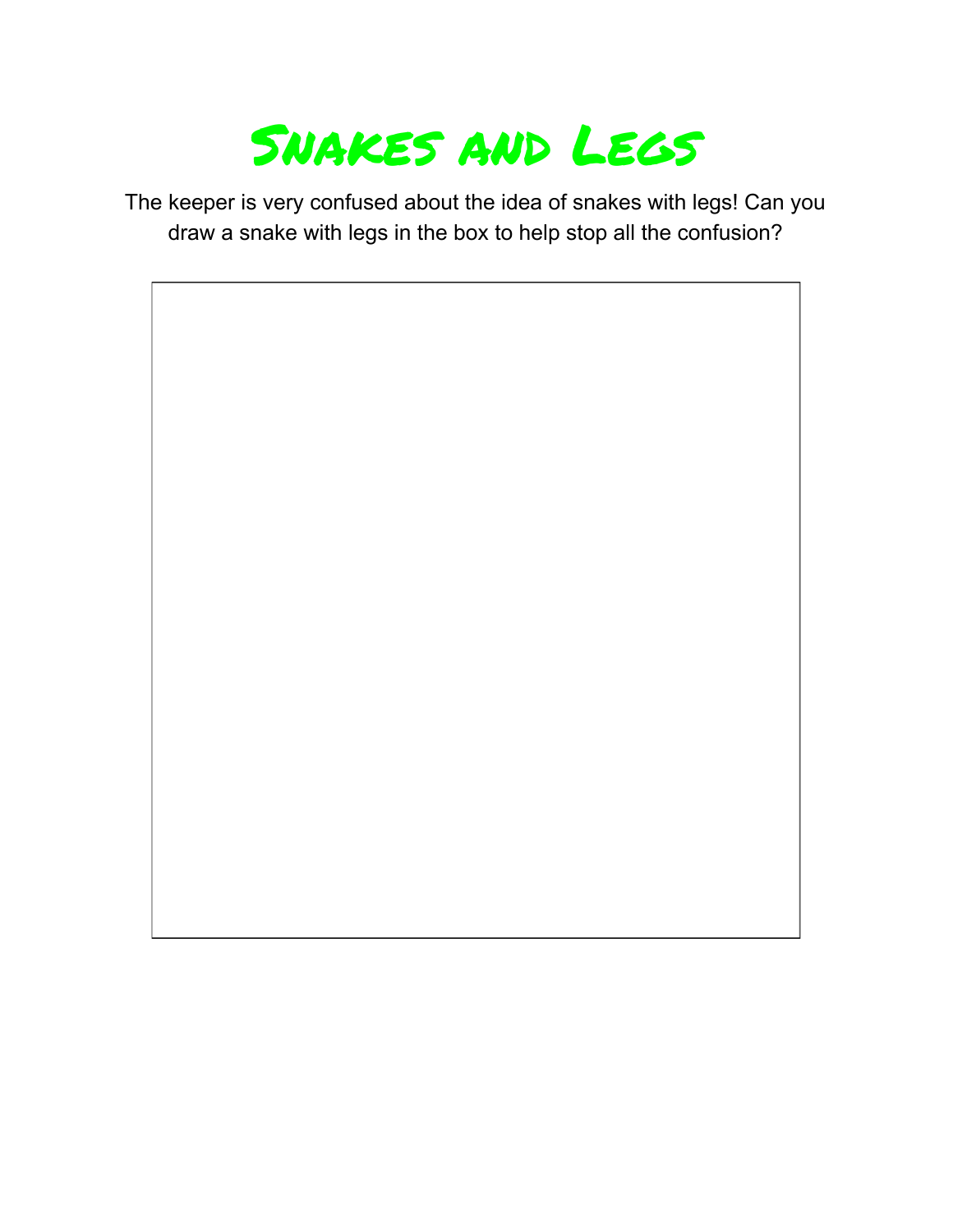# Snakes and Legs

The keeper is very confused about the idea of snakes with legs! Can you draw a snake with legs in the box to help stop all the confusion?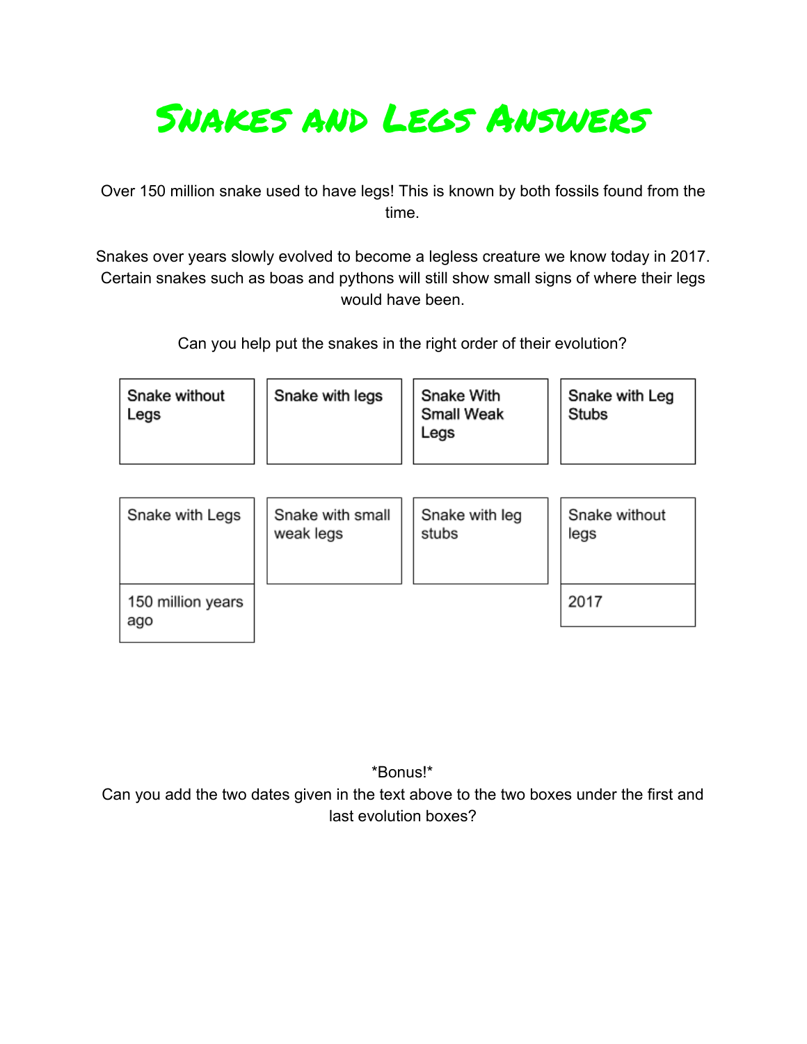# Snakes and Legs Answers

Over 150 million snake used to have legs! This is known by both fossils found from the time.

Snakes over years slowly evolved to become a legless creature we know today in 2017. Certain snakes such as boas and pythons will still show small signs of where their legs would have been.

Can you help put the snakes in the right order of their evolution?

| Snake without Legs | Snake with legs | Snake With Small Weak Legs | Snake with Leg Stubs |
|---|---|---|---|

| Snake with Legs | Snake with small weak legs | Snake with leg stubs | Snake without legs |
|---|---|---|---|
| 150 million years ago | | | 2017 |

*Bonus!*
Can you add the two dates given in the text above to the two boxes under the first and last evolution boxes?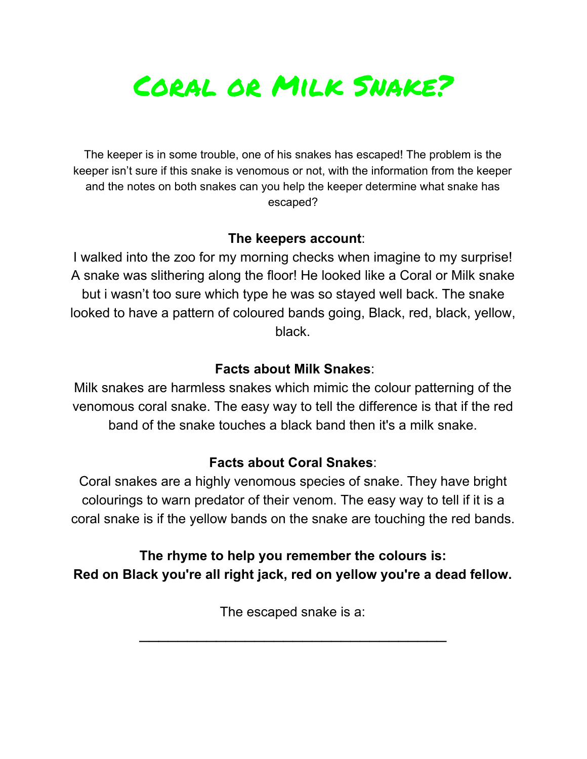# Coral or Milk Snake?

The keeper is in some trouble, one of his snakes has escaped! The problem is the keeper isn't sure if this snake is venomous or not, with the information from the keeper and the notes on both snakes can you help the keeper determine what snake has escaped?

**The keepers account**:

I walked into the zoo for my morning checks when imagine to my surprise! A snake was slithering along the floor! He looked like a Coral or Milk snake but i wasn't too sure which type he was so stayed well back. The snake looked to have a pattern of coloured bands going, Black, red, black, yellow, black.

**Facts about Milk Snakes**:

Milk snakes are harmless snakes which mimic the colour patterning of the venomous coral snake. The easy way to tell the difference is that if the red band of the snake touches a black band then it's a milk snake.

**Facts about Coral Snakes**:

Coral snakes are a highly venomous species of snake. They have bright colourings to warn predator of their venom. The easy way to tell if it is a coral snake is if the yellow bands on the snake are touching the red bands.

**The rhyme to help you remember the colours is:**
**Red on Black you're all right jack, red on yellow you're a dead fellow.**

The escaped snake is a:

\_\_\_\_\_\_\_\_\_\_\_\_\_\_\_\_\_\_\_\_\_\_\_\_\_\_\_\_\_\_\_\_\_\_\_\_\_\_\_\_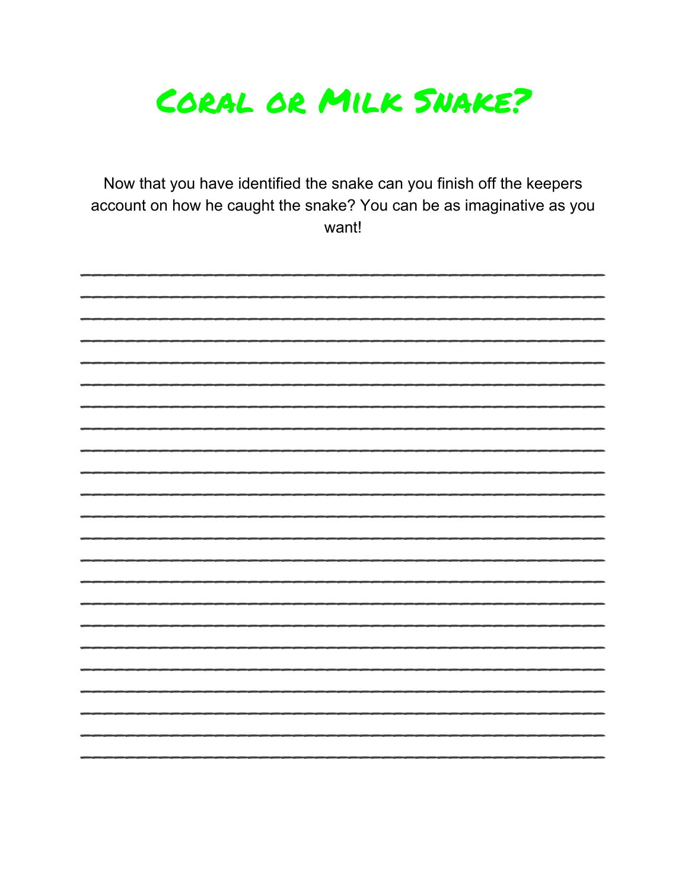# Coral or Milk Snake?

Now that you have identified the snake can you finish off the keepers account on how he caught the snake? You can be as imaginative as you want!

___________________________________________________

___________________________________________________

___________________________________________________

___________________________________________________

___________________________________________________

___________________________________________________

___________________________________________________

___________________________________________________

___________________________________________________

___________________________________________________

___________________________________________________

___________________________________________________

___________________________________________________

___________________________________________________

___________________________________________________

___________________________________________________

___________________________________________________

___________________________________________________

___________________________________________________

___________________________________________________

___________________________________________________

___________________________________________________

___________________________________________________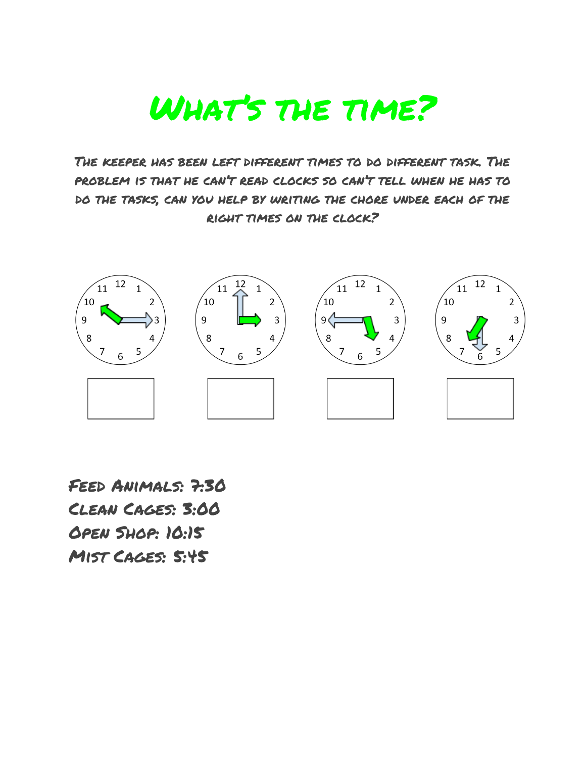# What's the time?

The keeper has been left different times to do different task. The problem is that he can't read clocks so can't tell when he has to do the tasks, can you help by writing the chore under each of the right times on the clock?

Feed Animals: 7:30
Clean Cages: 3:00
Open Shop: 10:15
Mist Cages: 5:45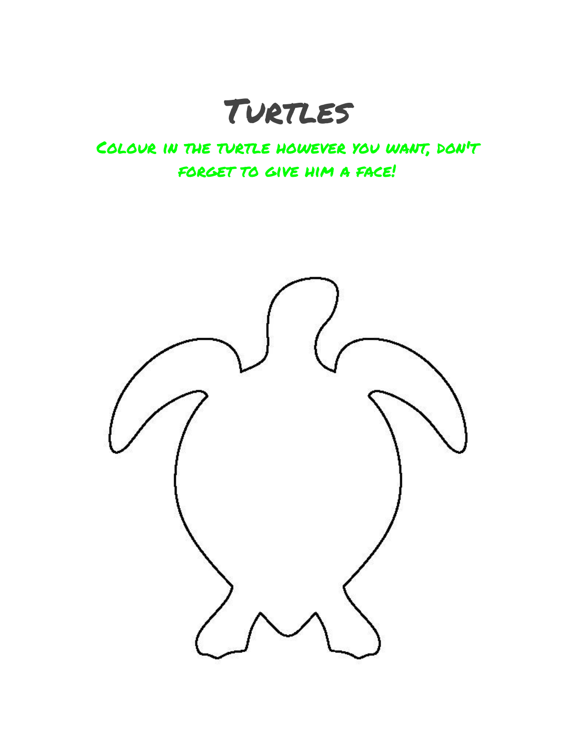# Turtles

Colour in the turtle however you want, don't forget to give him a face!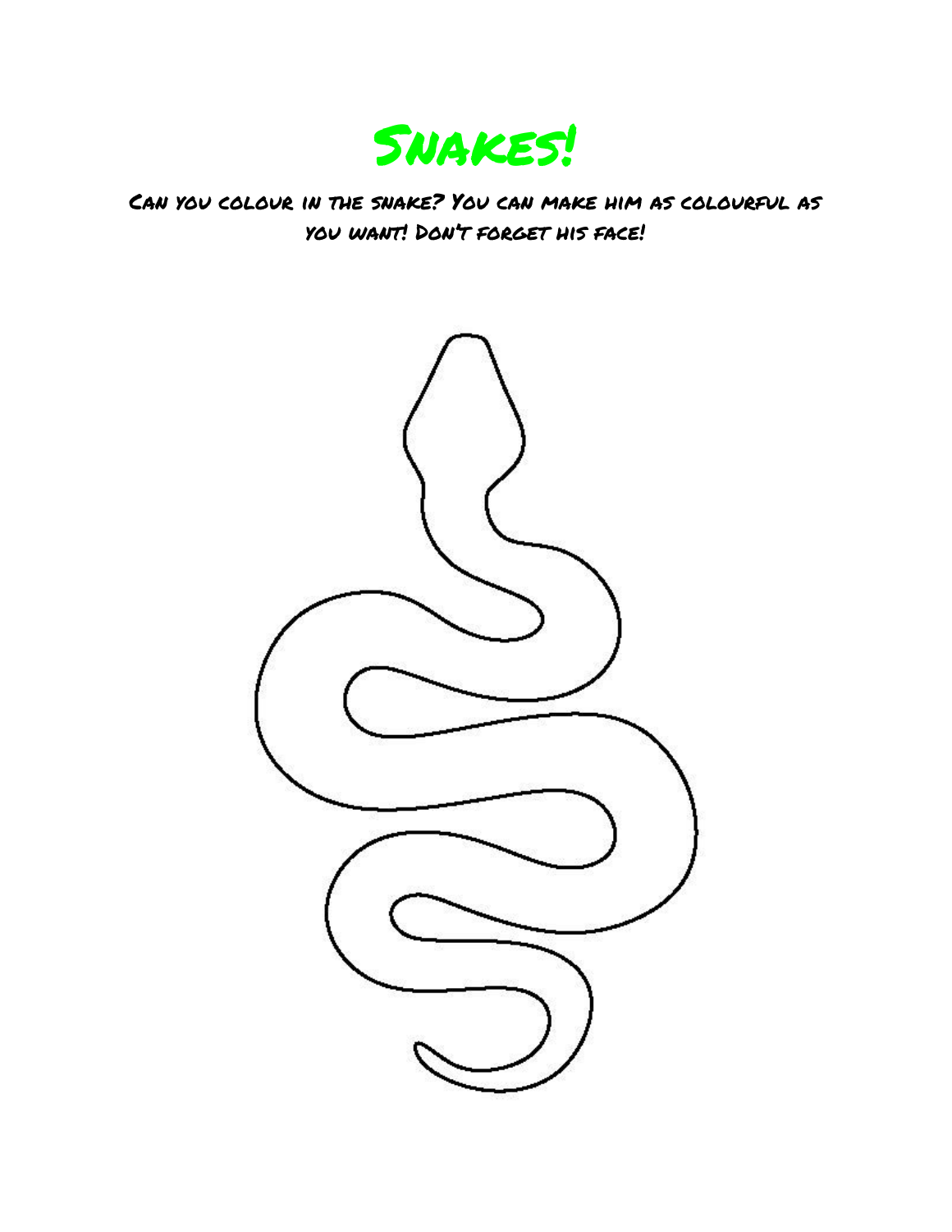# Snakes!

Can you colour in the snake? You can make him as colourful as you want! Don't forget his face!